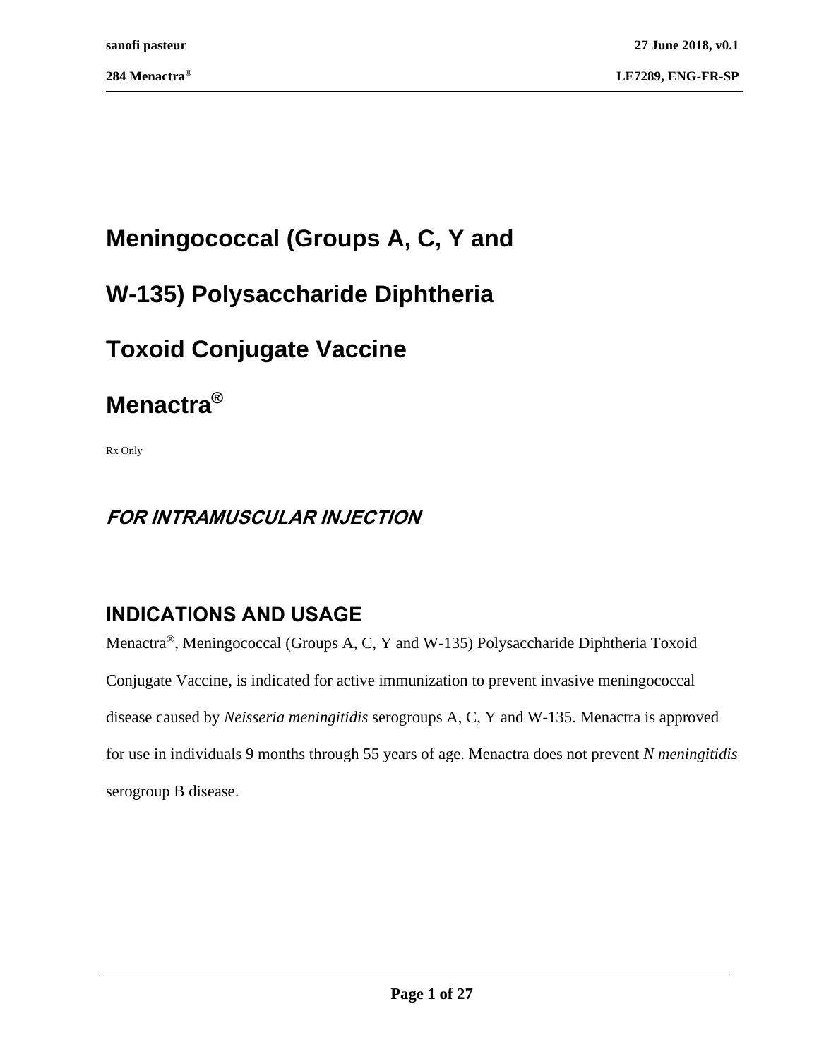# Meningococcal (Groups A, C, Y and W-135) Polysaccharide Diphtheria Toxoid Conjugate Vaccine

# Menactra®

Rx Only

***FOR INTRAMUSCULAR INJECTION***

## INDICATIONS AND USAGE

Menactra®, Meningococcal (Groups A, C, Y and W-135) Polysaccharide Diphtheria Toxoid Conjugate Vaccine, is indicated for active immunization to prevent invasive meningococcal disease caused by *Neisseria meningitidis* serogroups A, C, Y and W-135. Menactra is approved for use in individuals 9 months through 55 years of age. Menactra does not prevent *N meningitidis* serogroup B disease.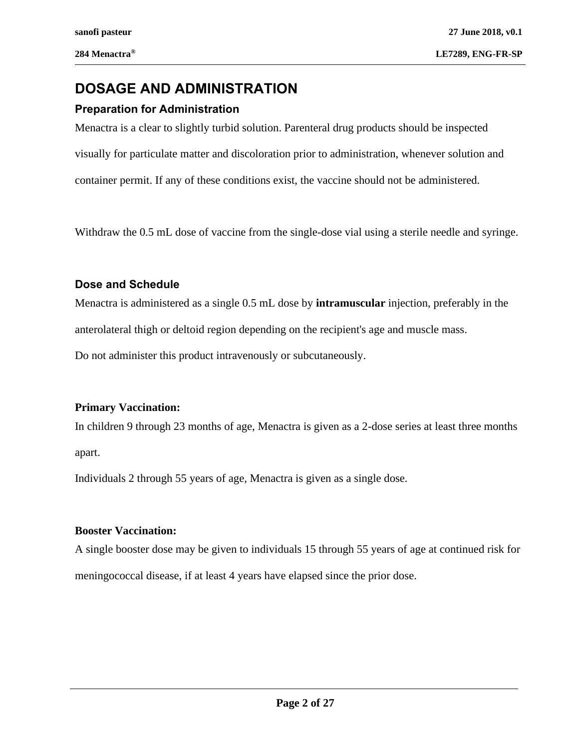# DOSAGE AND ADMINISTRATION

## Preparation for Administration

Menactra is a clear to slightly turbid solution. Parenteral drug products should be inspected visually for particulate matter and discoloration prior to administration, whenever solution and container permit. If any of these conditions exist, the vaccine should not be administered.

Withdraw the 0.5 mL dose of vaccine from the single-dose vial using a sterile needle and syringe.

## Dose and Schedule

Menactra is administered as a single 0.5 mL dose by **intramuscular** injection, preferably in the anterolateral thigh or deltoid region depending on the recipient's age and muscle mass.

Do not administer this product intravenously or subcutaneously.

**Primary Vaccination:**

In children 9 through 23 months of age, Menactra is given as a 2-dose series at least three months apart.

Individuals 2 through 55 years of age, Menactra is given as a single dose.

**Booster Vaccination:**

A single booster dose may be given to individuals 15 through 55 years of age at continued risk for meningococcal disease, if at least 4 years have elapsed since the prior dose.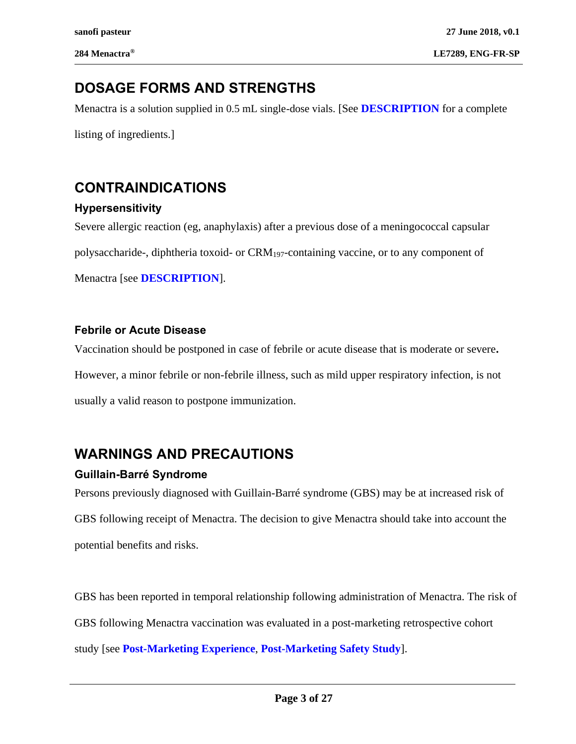## DOSAGE FORMS AND STRENGTHS

Menactra is a solution supplied in 0.5 mL single-dose vials. [See **DESCRIPTION** for a complete listing of ingredients.]

## CONTRAINDICATIONS

### Hypersensitivity

Severe allergic reaction (eg, anaphylaxis) after a previous dose of a meningococcal capsular polysaccharide-, diphtheria toxoid- or $CRM_{197}$-containing vaccine, or to any component of Menactra [see **DESCRIPTION**].

### Febrile or Acute Disease

Vaccination should be postponed in case of febrile or acute disease that is moderate or severe**.** However, a minor febrile or non-febrile illness, such as mild upper respiratory infection, is not usually a valid reason to postpone immunization.

## WARNINGS AND PRECAUTIONS

### Guillain-Barré Syndrome

Persons previously diagnosed with Guillain-Barré syndrome (GBS) may be at increased risk of GBS following receipt of Menactra. The decision to give Menactra should take into account the potential benefits and risks.

GBS has been reported in temporal relationship following administration of Menactra. The risk of GBS following Menactra vaccination was evaluated in a post-marketing retrospective cohort study [see **Post-Marketing Experience**, **Post-Marketing Safety Study**].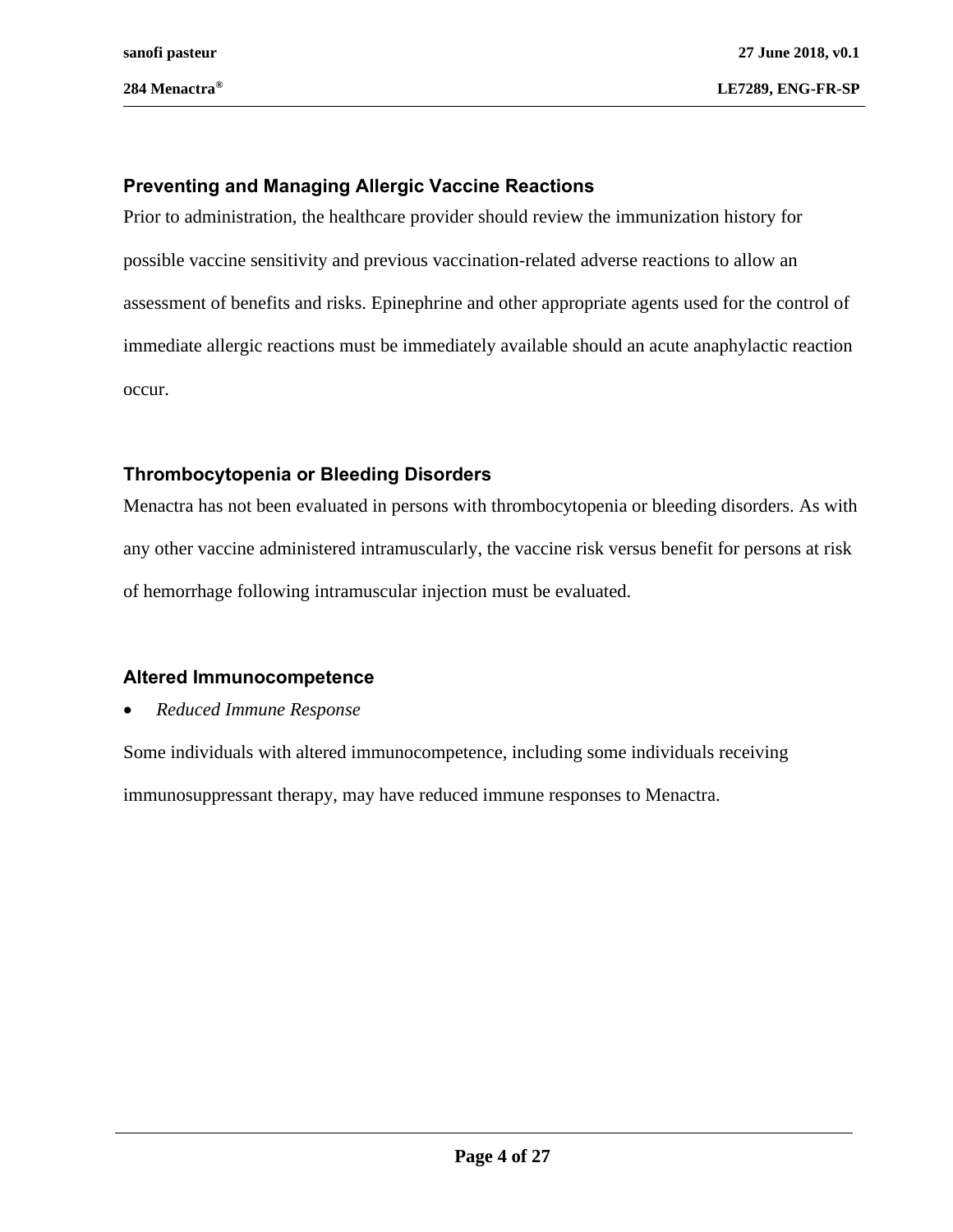### Preventing and Managing Allergic Vaccine Reactions

Prior to administration, the healthcare provider should review the immunization history for possible vaccine sensitivity and previous vaccination-related adverse reactions to allow an assessment of benefits and risks. Epinephrine and other appropriate agents used for the control of immediate allergic reactions must be immediately available should an acute anaphylactic reaction occur.

### Thrombocytopenia or Bleeding Disorders

Menactra has not been evaluated in persons with thrombocytopenia or bleeding disorders. As with any other vaccine administered intramuscularly, the vaccine risk versus benefit for persons at risk of hemorrhage following intramuscular injection must be evaluated.

### Altered Immunocompetence

- *Reduced Immune Response*

Some individuals with altered immunocompetence, including some individuals receiving immunosuppressant therapy, may have reduced immune responses to Menactra.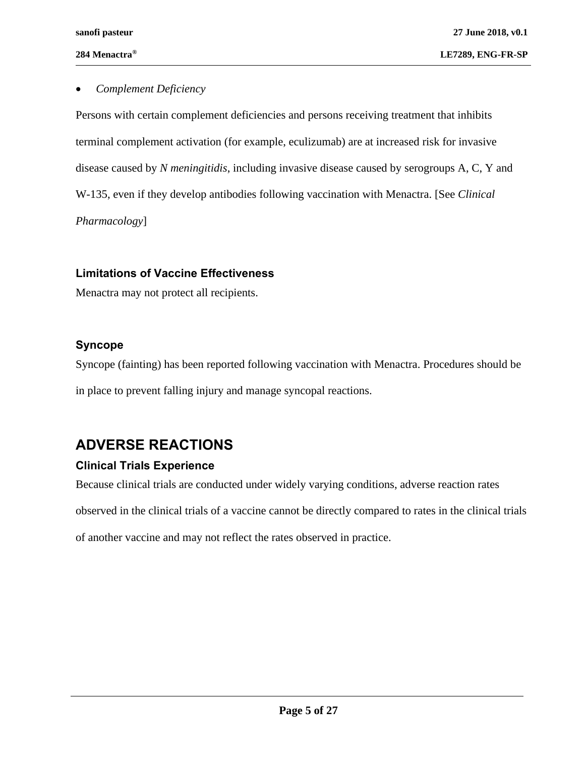- *Complement Deficiency*

Persons with certain complement deficiencies and persons receiving treatment that inhibits terminal complement activation (for example, eculizumab) are at increased risk for invasive disease caused by *N meningitidis*, including invasive disease caused by serogroups A, C, Y and W-135, even if they develop antibodies following vaccination with Menactra. [See *Clinical Pharmacology*]

### Limitations of Vaccine Effectiveness

Menactra may not protect all recipients.

### Syncope

Syncope (fainting) has been reported following vaccination with Menactra. Procedures should be in place to prevent falling injury and manage syncopal reactions.

## ADVERSE REACTIONS

### Clinical Trials Experience

Because clinical trials are conducted under widely varying conditions, adverse reaction rates observed in the clinical trials of a vaccine cannot be directly compared to rates in the clinical trials of another vaccine and may not reflect the rates observed in practice.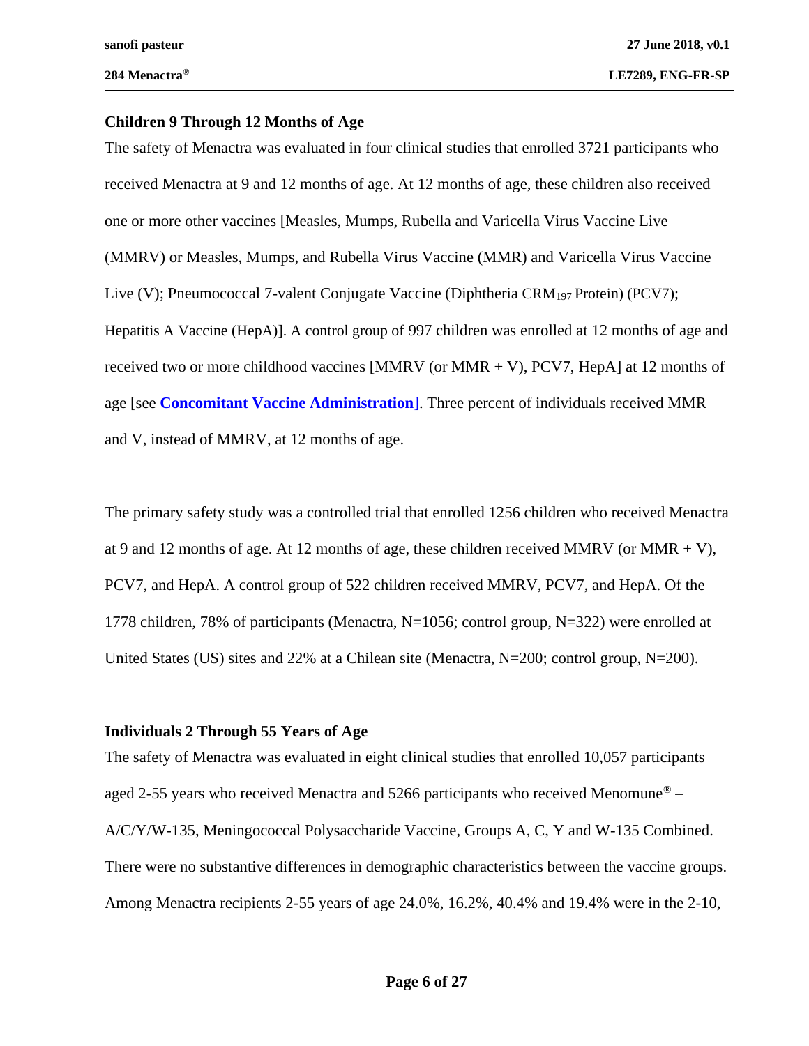### Children 9 Through 12 Months of Age

The safety of Menactra was evaluated in four clinical studies that enrolled 3721 participants who received Menactra at 9 and 12 months of age. At 12 months of age, these children also received one or more other vaccines [Measles, Mumps, Rubella and Varicella Virus Vaccine Live (MMRV) or Measles, Mumps, and Rubella Virus Vaccine (MMR) and Varicella Virus Vaccine Live (V); Pneumococcal 7-valent Conjugate Vaccine (Diphtheria $CRM_{197}$ Protein) (PCV7); Hepatitis A Vaccine (HepA)]. A control group of 997 children was enrolled at 12 months of age and received two or more childhood vaccines [MMRV (or MMR + V), PCV7, HepA] at 12 months of age [see **Concomitant Vaccine Administration**]. Three percent of individuals received MMR and V, instead of MMRV, at 12 months of age.

The primary safety study was a controlled trial that enrolled 1256 children who received Menactra at 9 and 12 months of age. At 12 months of age, these children received MMRV (or MMR + V), PCV7, and HepA. A control group of 522 children received MMRV, PCV7, and HepA. Of the 1778 children, 78% of participants (Menactra, N=1056; control group, N=322) were enrolled at United States (US) sites and 22% at a Chilean site (Menactra, N=200; control group, N=200).

### Individuals 2 Through 55 Years of Age

The safety of Menactra was evaluated in eight clinical studies that enrolled 10,057 participants aged 2-55 years who received Menactra and 5266 participants who received Menomune® – A/C/Y/W-135, Meningococcal Polysaccharide Vaccine, Groups A, C, Y and W-135 Combined. There were no substantive differences in demographic characteristics between the vaccine groups. Among Menactra recipients 2-55 years of age 24.0%, 16.2%, 40.4% and 19.4% were in the 2-10,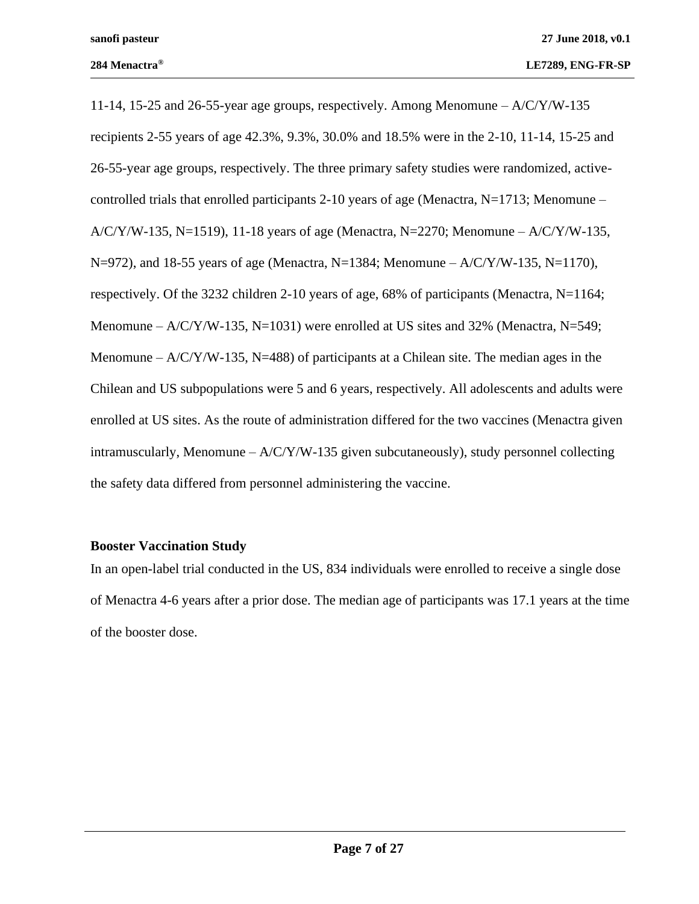11-14, 15-25 and 26-55-year age groups, respectively. Among Menomune – A/C/Y/W-135 recipients 2-55 years of age 42.3%, 9.3%, 30.0% and 18.5% were in the 2-10, 11-14, 15-25 and 26-55-year age groups, respectively. The three primary safety studies were randomized, active-controlled trials that enrolled participants 2-10 years of age (Menactra, N=1713; Menomune – A/C/Y/W-135, N=1519), 11-18 years of age (Menactra, N=2270; Menomune – A/C/Y/W-135, N=972), and 18-55 years of age (Menactra, N=1384; Menomune – A/C/Y/W-135, N=1170), respectively. Of the 3232 children 2-10 years of age, 68% of participants (Menactra, N=1164; Menomune – A/C/Y/W-135, N=1031) were enrolled at US sites and 32% (Menactra, N=549; Menomune – A/C/Y/W-135, N=488) of participants at a Chilean site. The median ages in the Chilean and US subpopulations were 5 and 6 years, respectively. All adolescents and adults were enrolled at US sites. As the route of administration differed for the two vaccines (Menactra given intramuscularly, Menomune – A/C/Y/W-135 given subcutaneously), study personnel collecting the safety data differed from personnel administering the vaccine.

**Booster Vaccination Study**

In an open-label trial conducted in the US, 834 individuals were enrolled to receive a single dose of Menactra 4-6 years after a prior dose. The median age of participants was 17.1 years at the time of the booster dose.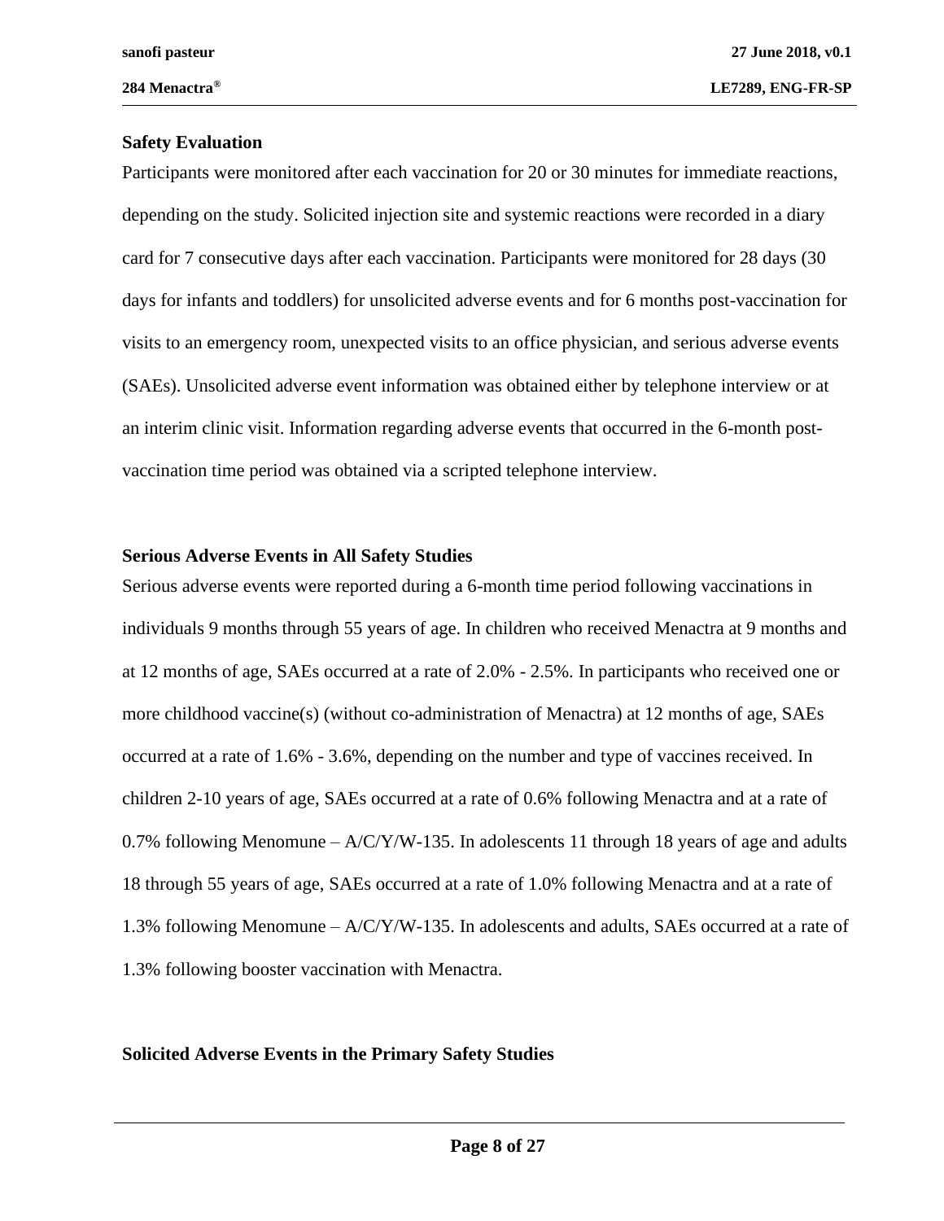**Safety Evaluation**

Participants were monitored after each vaccination for 20 or 30 minutes for immediate reactions, depending on the study. Solicited injection site and systemic reactions were recorded in a diary card for 7 consecutive days after each vaccination. Participants were monitored for 28 days (30 days for infants and toddlers) for unsolicited adverse events and for 6 months post-vaccination for visits to an emergency room, unexpected visits to an office physician, and serious adverse events (SAEs). Unsolicited adverse event information was obtained either by telephone interview or at an interim clinic visit. Information regarding adverse events that occurred in the 6-month post-vaccination time period was obtained via a scripted telephone interview.

**Serious Adverse Events in All Safety Studies**

Serious adverse events were reported during a 6-month time period following vaccinations in individuals 9 months through 55 years of age. In children who received Menactra at 9 months and at 12 months of age, SAEs occurred at a rate of 2.0% - 2.5%. In participants who received one or more childhood vaccine(s) (without co-administration of Menactra) at 12 months of age, SAEs occurred at a rate of 1.6% - 3.6%, depending on the number and type of vaccines received. In children 2-10 years of age, SAEs occurred at a rate of 0.6% following Menactra and at a rate of 0.7% following Menomune – A/C/Y/W-135. In adolescents 11 through 18 years of age and adults 18 through 55 years of age, SAEs occurred at a rate of 1.0% following Menactra and at a rate of 1.3% following Menomune – A/C/Y/W-135. In adolescents and adults, SAEs occurred at a rate of 1.3% following booster vaccination with Menactra.

**Solicited Adverse Events in the Primary Safety Studies**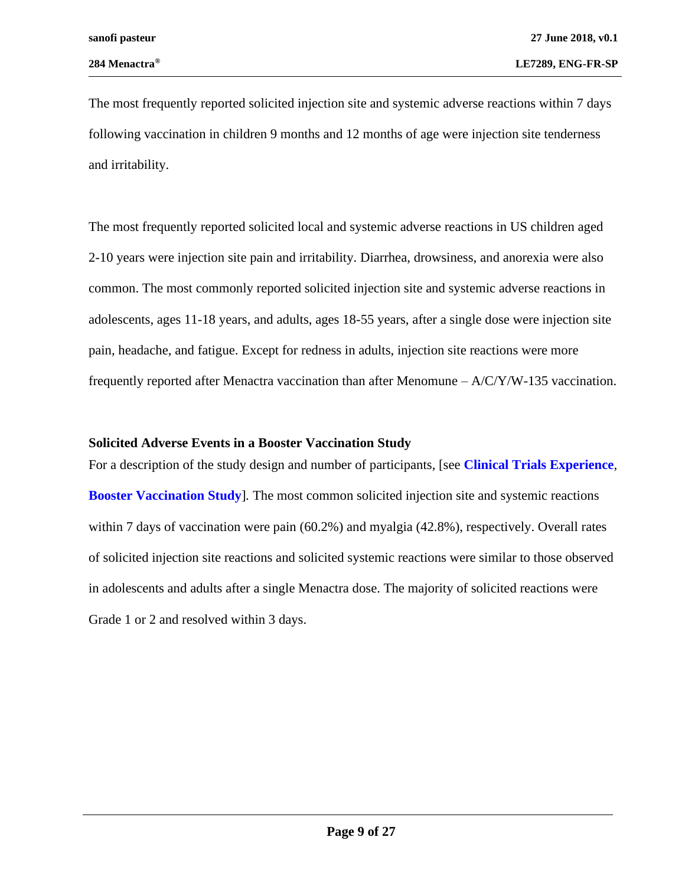The most frequently reported solicited injection site and systemic adverse reactions within 7 days following vaccination in children 9 months and 12 months of age were injection site tenderness and irritability.

The most frequently reported solicited local and systemic adverse reactions in US children aged 2-10 years were injection site pain and irritability. Diarrhea, drowsiness, and anorexia were also common. The most commonly reported solicited injection site and systemic adverse reactions in adolescents, ages 11-18 years, and adults, ages 18-55 years, after a single dose were injection site pain, headache, and fatigue. Except for redness in adults, injection site reactions were more frequently reported after Menactra vaccination than after Menomune – A/C/Y/W-135 vaccination.

**Solicited Adverse Events in a Booster Vaccination Study**

For a description of the study design and number of participants, [see **Clinical Trials Experience**, **Booster Vaccination Study**]. The most common solicited injection site and systemic reactions within 7 days of vaccination were pain (60.2%) and myalgia (42.8%), respectively. Overall rates of solicited injection site reactions and solicited systemic reactions were similar to those observed in adolescents and adults after a single Menactra dose. The majority of solicited reactions were Grade 1 or 2 and resolved within 3 days.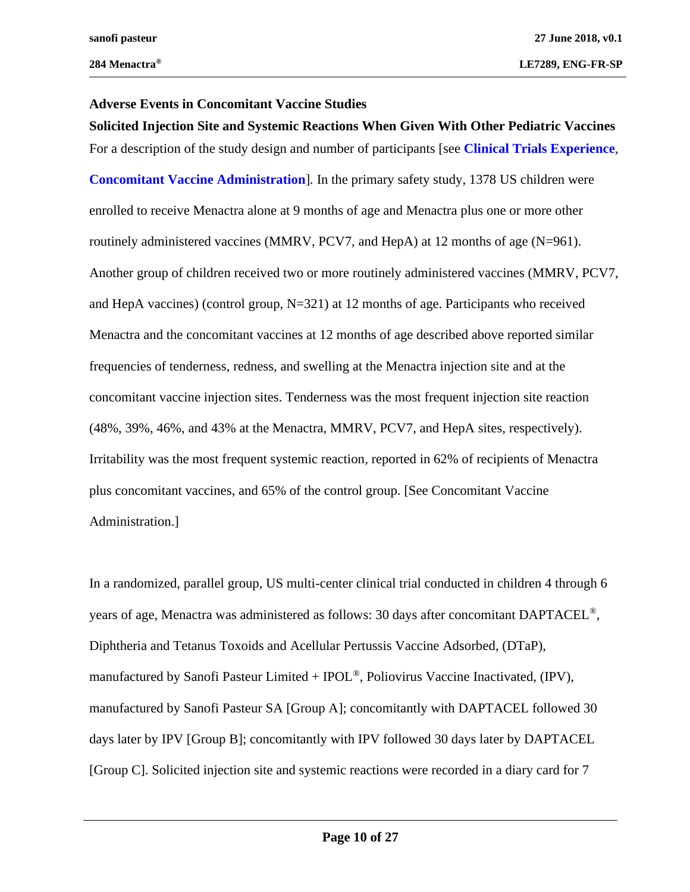**Adverse Events in Concomitant Vaccine Studies**

**Solicited Injection Site and Systemic Reactions When Given With Other Pediatric Vaccines**

For a description of the study design and number of participants [see **Clinical Trials Experience**, **Concomitant Vaccine Administration**]. In the primary safety study, 1378 US children were enrolled to receive Menactra alone at 9 months of age and Menactra plus one or more other routinely administered vaccines (MMRV, PCV7, and HepA) at 12 months of age (N=961). Another group of children received two or more routinely administered vaccines (MMRV, PCV7, and HepA vaccines) (control group, N=321) at 12 months of age. Participants who received Menactra and the concomitant vaccines at 12 months of age described above reported similar frequencies of tenderness, redness, and swelling at the Menactra injection site and at the concomitant vaccine injection sites. Tenderness was the most frequent injection site reaction (48%, 39%, 46%, and 43% at the Menactra, MMRV, PCV7, and HepA sites, respectively). Irritability was the most frequent systemic reaction, reported in 62% of recipients of Menactra plus concomitant vaccines, and 65% of the control group. [See Concomitant Vaccine Administration.]

In a randomized, parallel group, US multi-center clinical trial conducted in children 4 through 6 years of age, Menactra was administered as follows: 30 days after concomitant DAPTACEL®, Diphtheria and Tetanus Toxoids and Acellular Pertussis Vaccine Adsorbed, (DTaP), manufactured by Sanofi Pasteur Limited + IPOL®, Poliovirus Vaccine Inactivated, (IPV), manufactured by Sanofi Pasteur SA [Group A]; concomitantly with DAPTACEL followed 30 days later by IPV [Group B]; concomitantly with IPV followed 30 days later by DAPTACEL [Group C]. Solicited injection site and systemic reactions were recorded in a diary card for 7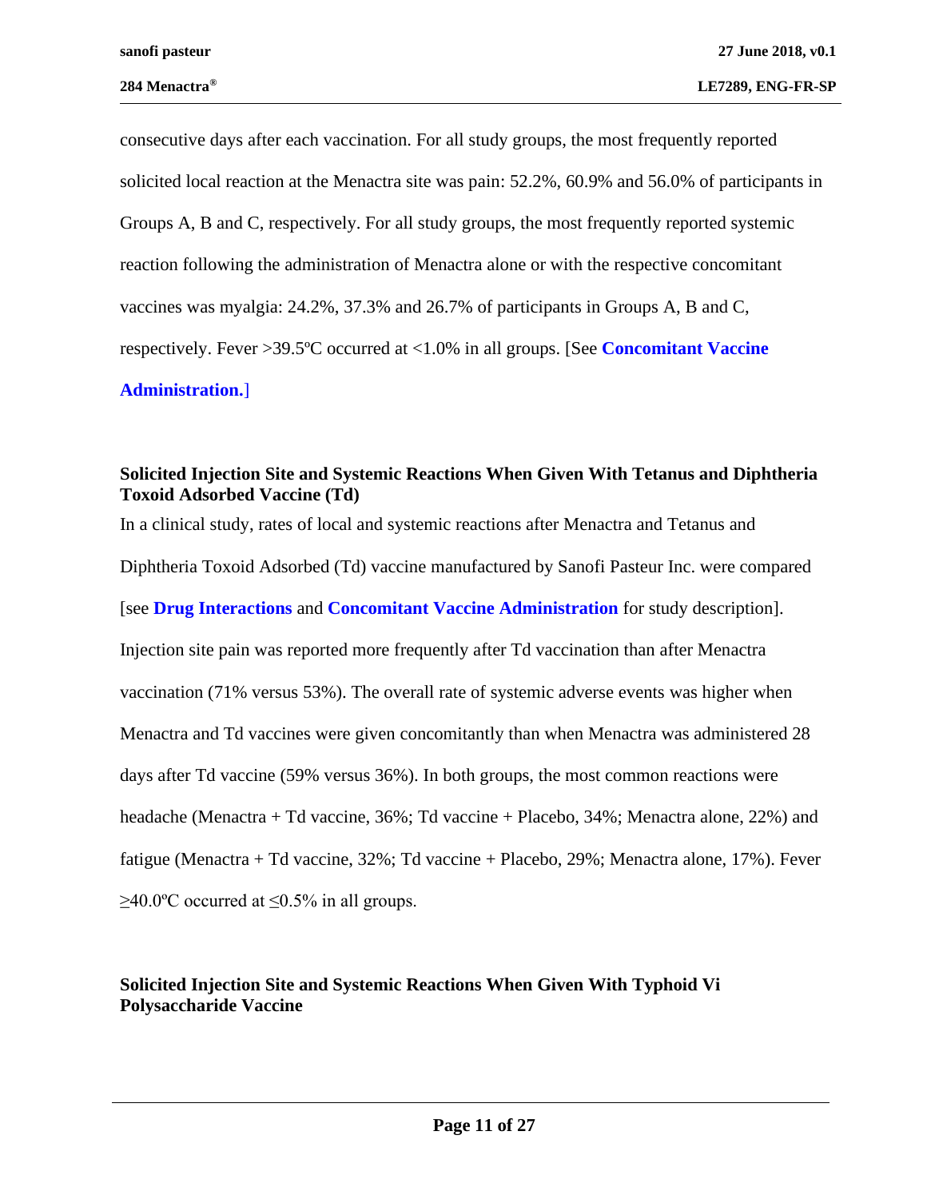consecutive days after each vaccination. For all study groups, the most frequently reported solicited local reaction at the Menactra site was pain: 52.2%, 60.9% and 56.0% of participants in Groups A, B and C, respectively. For all study groups, the most frequently reported systemic reaction following the administration of Menactra alone or with the respective concomitant vaccines was myalgia: 24.2%, 37.3% and 26.7% of participants in Groups A, B and C, respectively. Fever >39.5ºC occurred at <1.0% in all groups. [See **Concomitant Vaccine Administration.**]

### Solicited Injection Site and Systemic Reactions When Given With Tetanus and Diphtheria Toxoid Adsorbed Vaccine (Td)

In a clinical study, rates of local and systemic reactions after Menactra and Tetanus and Diphtheria Toxoid Adsorbed (Td) vaccine manufactured by Sanofi Pasteur Inc. were compared [see **Drug Interactions** and **Concomitant Vaccine Administration** for study description]. Injection site pain was reported more frequently after Td vaccination than after Menactra vaccination (71% versus 53%). The overall rate of systemic adverse events was higher when Menactra and Td vaccines were given concomitantly than when Menactra was administered 28 days after Td vaccine (59% versus 36%). In both groups, the most common reactions were headache (Menactra + Td vaccine, 36%; Td vaccine + Placebo, 34%; Menactra alone, 22%) and fatigue (Menactra + Td vaccine, 32%; Td vaccine + Placebo, 29%; Menactra alone, 17%). Fever ≥40.0ºC occurred at ≤0.5% in all groups.

### Solicited Injection Site and Systemic Reactions When Given With Typhoid Vi Polysaccharide Vaccine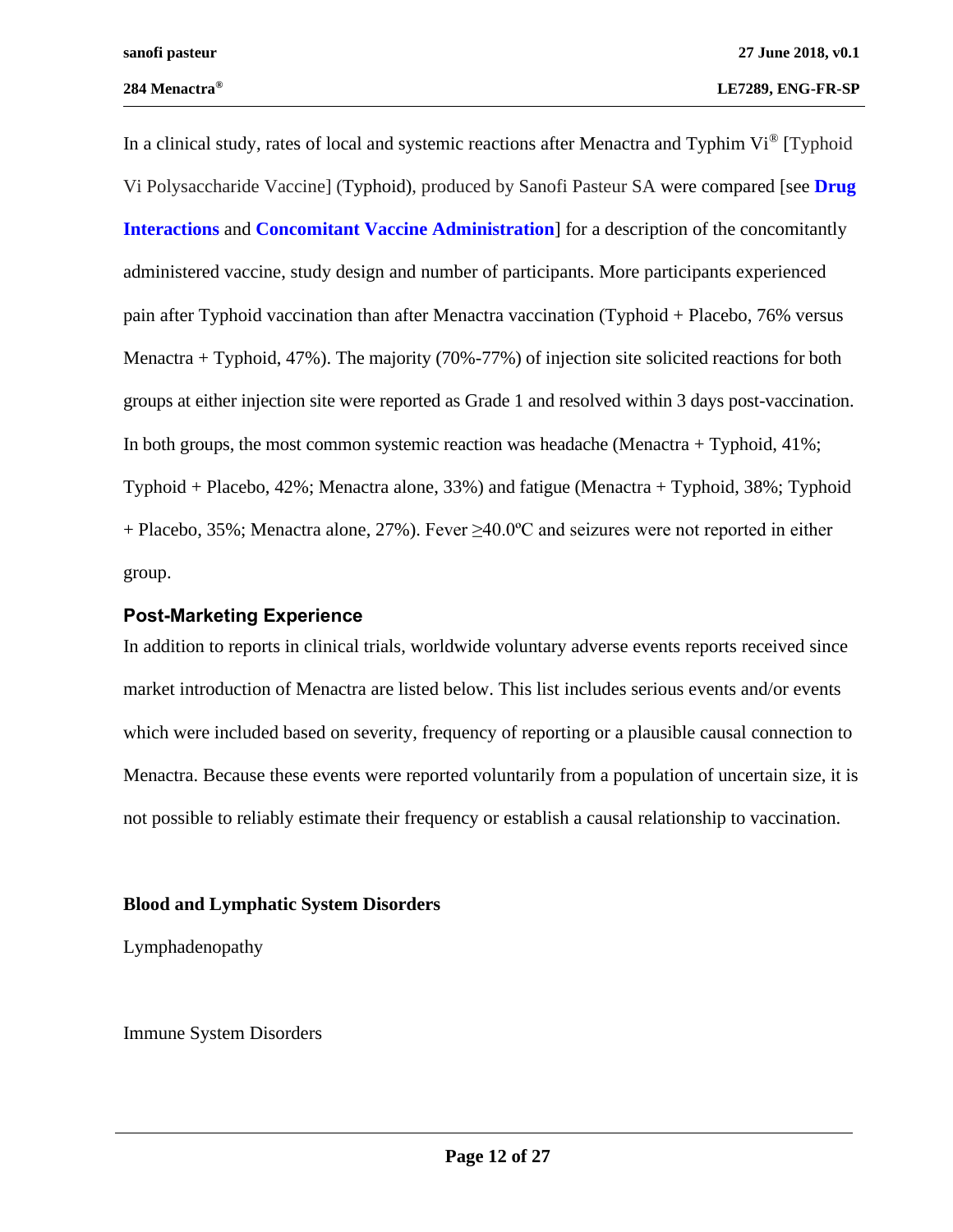In a clinical study, rates of local and systemic reactions after Menactra and Typhim Vi® [Typhoid Vi Polysaccharide Vaccine] (Typhoid), produced by Sanofi Pasteur SA were compared [see **Drug Interactions** and **Concomitant Vaccine Administration**] for a description of the concomitantly administered vaccine, study design and number of participants. More participants experienced pain after Typhoid vaccination than after Menactra vaccination (Typhoid + Placebo, 76% versus Menactra + Typhoid, 47%). The majority (70%-77%) of injection site solicited reactions for both groups at either injection site were reported as Grade 1 and resolved within 3 days post-vaccination. In both groups, the most common systemic reaction was headache (Menactra + Typhoid, 41%; Typhoid + Placebo, 42%; Menactra alone, 33%) and fatigue (Menactra + Typhoid, 38%; Typhoid + Placebo, 35%; Menactra alone, 27%). Fever ≥40.0ºC and seizures were not reported in either group.

## Post-Marketing Experience

In addition to reports in clinical trials, worldwide voluntary adverse events reports received since market introduction of Menactra are listed below. This list includes serious events and/or events which were included based on severity, frequency of reporting or a plausible causal connection to Menactra. Because these events were reported voluntarily from a population of uncertain size, it is not possible to reliably estimate their frequency or establish a causal relationship to vaccination.

**Blood and Lymphatic System Disorders**

Lymphadenopathy

Immune System Disorders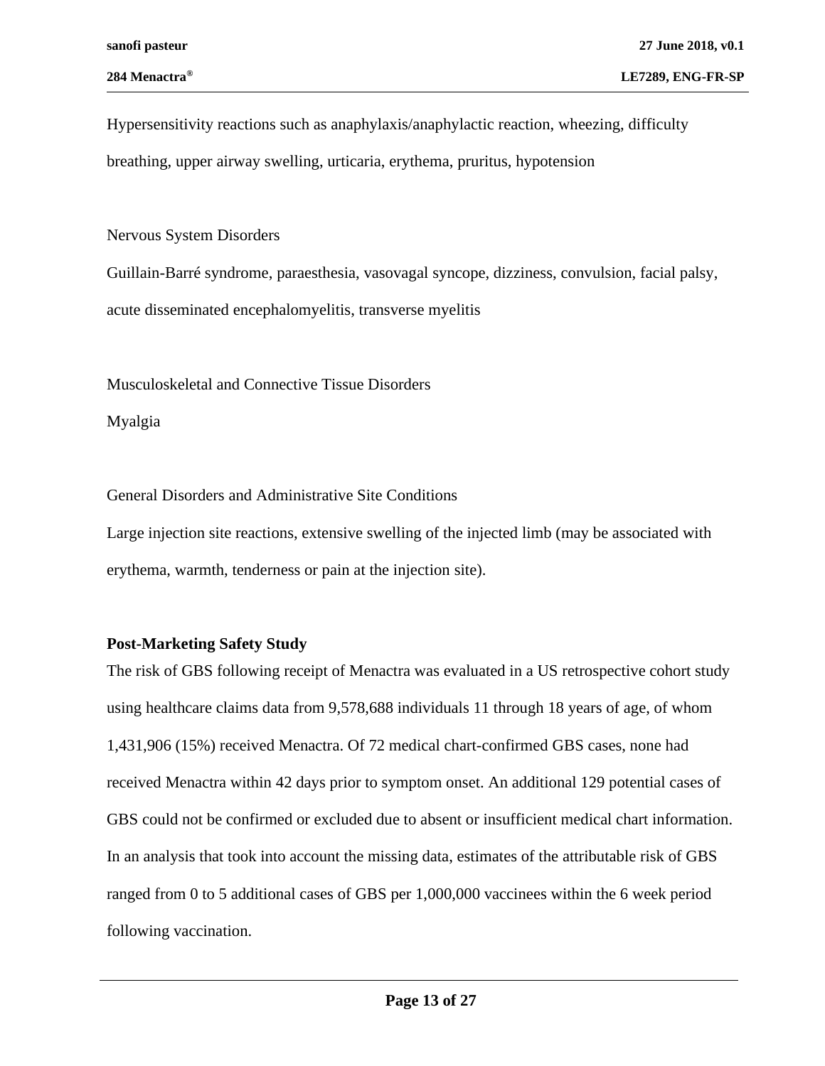Hypersensitivity reactions such as anaphylaxis/anaphylactic reaction, wheezing, difficulty breathing, upper airway swelling, urticaria, erythema, pruritus, hypotension

Nervous System Disorders

Guillain-Barré syndrome, paraesthesia, vasovagal syncope, dizziness, convulsion, facial palsy, acute disseminated encephalomyelitis, transverse myelitis

Musculoskeletal and Connective Tissue Disorders

Myalgia

General Disorders and Administrative Site Conditions

Large injection site reactions, extensive swelling of the injected limb (may be associated with erythema, warmth, tenderness or pain at the injection site).

**Post-Marketing Safety Study**

The risk of GBS following receipt of Menactra was evaluated in a US retrospective cohort study using healthcare claims data from 9,578,688 individuals 11 through 18 years of age, of whom 1,431,906 (15%) received Menactra. Of 72 medical chart-confirmed GBS cases, none had received Menactra within 42 days prior to symptom onset. An additional 129 potential cases of GBS could not be confirmed or excluded due to absent or insufficient medical chart information. In an analysis that took into account the missing data, estimates of the attributable risk of GBS ranged from 0 to 5 additional cases of GBS per 1,000,000 vaccinees within the 6 week period following vaccination.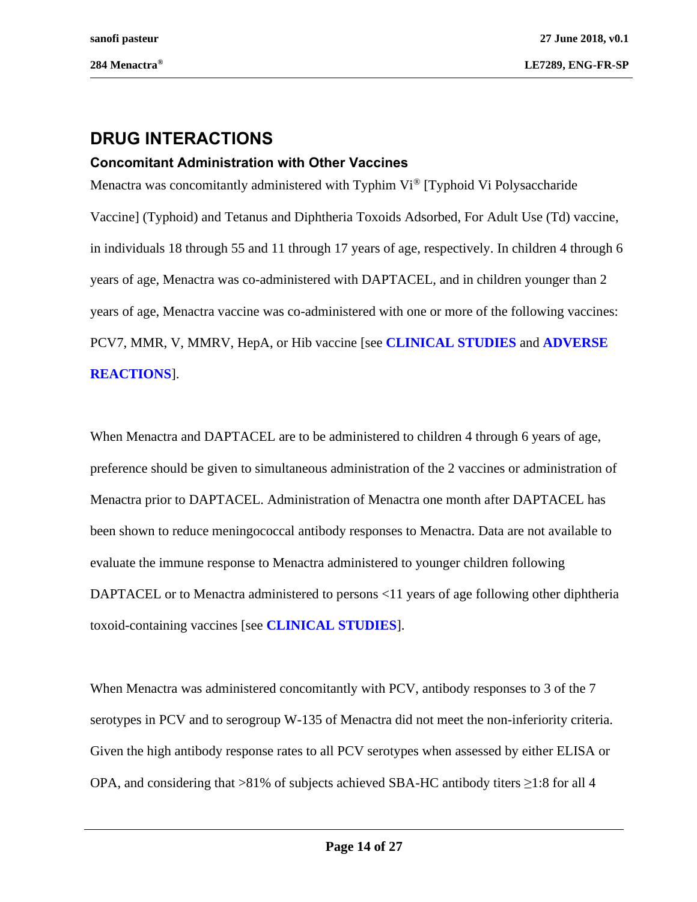# DRUG INTERACTIONS

## Concomitant Administration with Other Vaccines

Menactra was concomitantly administered with Typhim Vi® [Typhoid Vi Polysaccharide Vaccine] (Typhoid) and Tetanus and Diphtheria Toxoids Adsorbed, For Adult Use (Td) vaccine, in individuals 18 through 55 and 11 through 17 years of age, respectively. In children 4 through 6 years of age, Menactra was co-administered with DAPTACEL, and in children younger than 2 years of age, Menactra vaccine was co-administered with one or more of the following vaccines: PCV7, MMR, V, MMRV, HepA, or Hib vaccine [see **CLINICAL STUDIES** and **ADVERSE REACTIONS**].

When Menactra and DAPTACEL are to be administered to children 4 through 6 years of age, preference should be given to simultaneous administration of the 2 vaccines or administration of Menactra prior to DAPTACEL. Administration of Menactra one month after DAPTACEL has been shown to reduce meningococcal antibody responses to Menactra. Data are not available to evaluate the immune response to Menactra administered to younger children following DAPTACEL or to Menactra administered to persons <11 years of age following other diphtheria toxoid-containing vaccines [see **CLINICAL STUDIES**].

When Menactra was administered concomitantly with PCV, antibody responses to 3 of the 7 serotypes in PCV and to serogroup W-135 of Menactra did not meet the non-inferiority criteria. Given the high antibody response rates to all PCV serotypes when assessed by either ELISA or OPA, and considering that >81% of subjects achieved SBA-HC antibody titers ≥1:8 for all 4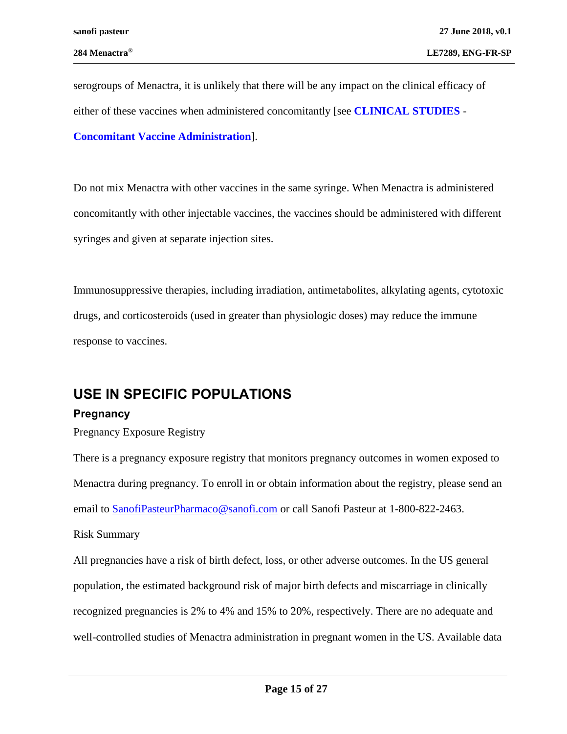serogroups of Menactra, it is unlikely that there will be any impact on the clinical efficacy of either of these vaccines when administered concomitantly [see **CLINICAL STUDIES** - **Concomitant Vaccine Administration**].

Do not mix Menactra with other vaccines in the same syringe. When Menactra is administered concomitantly with other injectable vaccines, the vaccines should be administered with different syringes and given at separate injection sites.

Immunosuppressive therapies, including irradiation, antimetabolites, alkylating agents, cytotoxic drugs, and corticosteroids (used in greater than physiologic doses) may reduce the immune response to vaccines.

## USE IN SPECIFIC POPULATIONS

### Pregnancy

Pregnancy Exposure Registry

There is a pregnancy exposure registry that monitors pregnancy outcomes in women exposed to Menactra during pregnancy. To enroll in or obtain information about the registry, please send an email to SanofiPasteurPharmaco@sanofi.com or call Sanofi Pasteur at 1-800-822-2463.

Risk Summary

All pregnancies have a risk of birth defect, loss, or other adverse outcomes. In the US general population, the estimated background risk of major birth defects and miscarriage in clinically recognized pregnancies is 2% to 4% and 15% to 20%, respectively. There are no adequate and well-controlled studies of Menactra administration in pregnant women in the US. Available data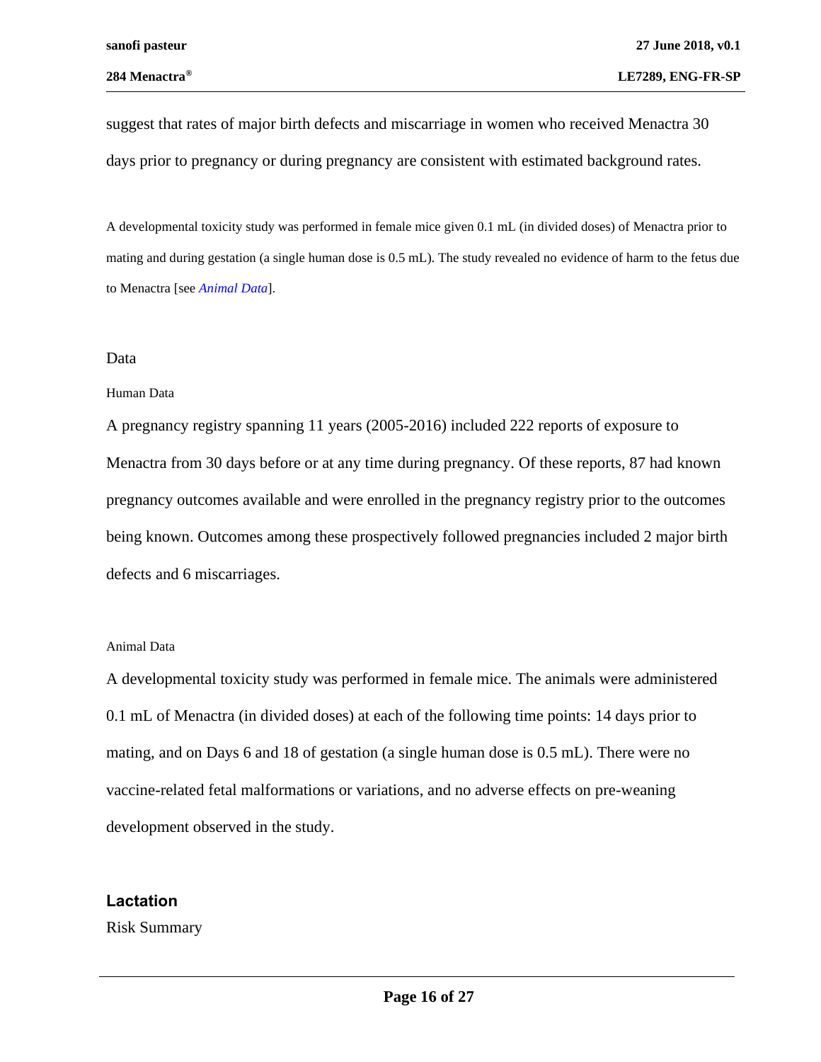suggest that rates of major birth defects and miscarriage in women who received Menactra 30 days prior to pregnancy or during pregnancy are consistent with estimated background rates.

A developmental toxicity study was performed in female mice given 0.1 mL (in divided doses) of Menactra prior to mating and during gestation (a single human dose is 0.5 mL). The study revealed no evidence of harm to the fetus due to Menactra [see *Animal Data*].

Data

Human Data

A pregnancy registry spanning 11 years (2005-2016) included 222 reports of exposure to Menactra from 30 days before or at any time during pregnancy. Of these reports, 87 had known pregnancy outcomes available and were enrolled in the pregnancy registry prior to the outcomes being known. Outcomes among these prospectively followed pregnancies included 2 major birth defects and 6 miscarriages.

Animal Data

A developmental toxicity study was performed in female mice. The animals were administered 0.1 mL of Menactra (in divided doses) at each of the following time points: 14 days prior to mating, and on Days 6 and 18 of gestation (a single human dose is 0.5 mL). There were no vaccine-related fetal malformations or variations, and no adverse effects on pre-weaning development observed in the study.

## Lactation

Risk Summary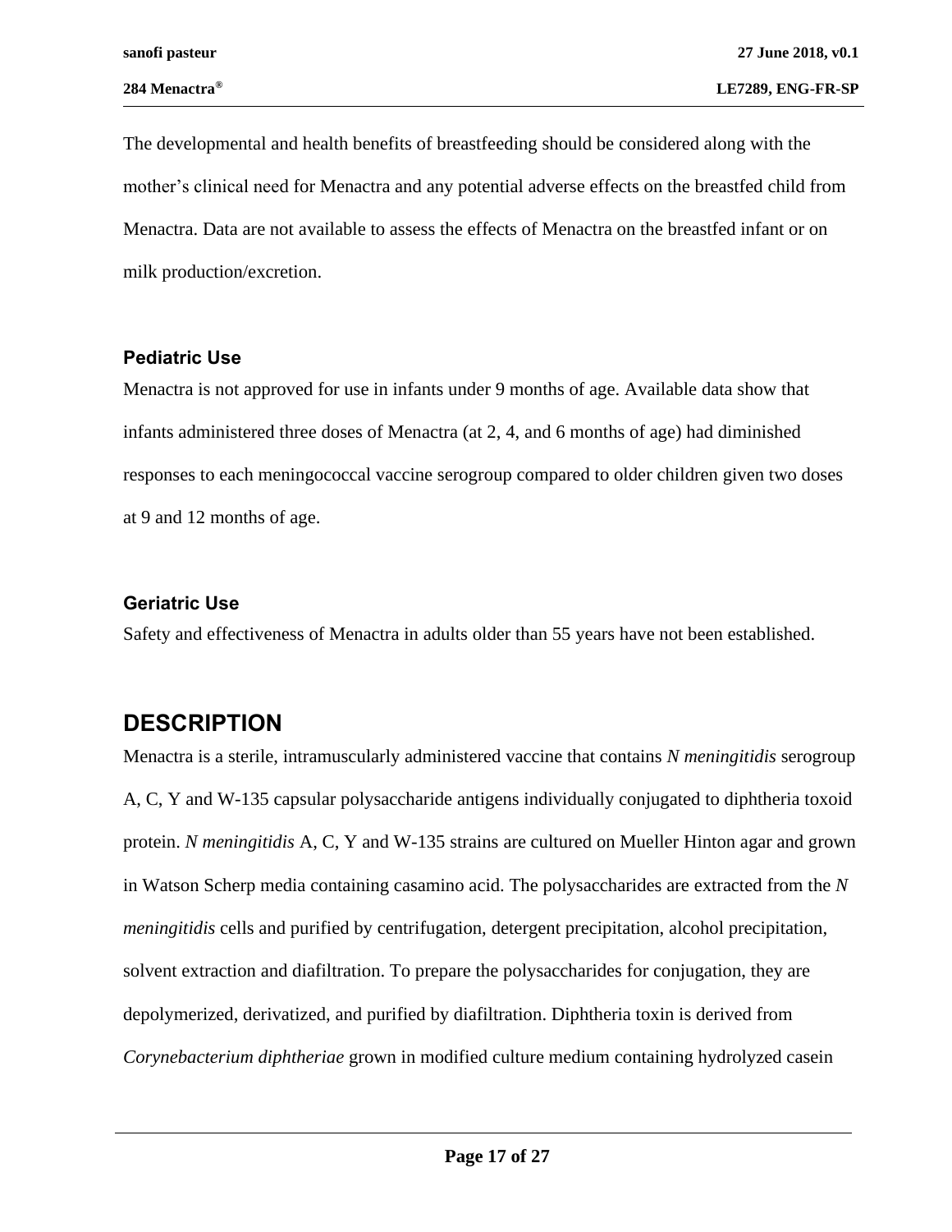The developmental and health benefits of breastfeeding should be considered along with the mother's clinical need for Menactra and any potential adverse effects on the breastfed child from Menactra. Data are not available to assess the effects of Menactra on the breastfed infant or on milk production/excretion.

### Pediatric Use

Menactra is not approved for use in infants under 9 months of age. Available data show that infants administered three doses of Menactra (at 2, 4, and 6 months of age) had diminished responses to each meningococcal vaccine serogroup compared to older children given two doses at 9 and 12 months of age.

### Geriatric Use

Safety and effectiveness of Menactra in adults older than 55 years have not been established.

## DESCRIPTION

Menactra is a sterile, intramuscularly administered vaccine that contains *N meningitidis* serogroup A, C, Y and W-135 capsular polysaccharide antigens individually conjugated to diphtheria toxoid protein. *N meningitidis* A, C, Y and W-135 strains are cultured on Mueller Hinton agar and grown in Watson Scherp media containing casamino acid. The polysaccharides are extracted from the *N meningitidis* cells and purified by centrifugation, detergent precipitation, alcohol precipitation, solvent extraction and diafiltration. To prepare the polysaccharides for conjugation, they are depolymerized, derivatized, and purified by diafiltration. Diphtheria toxin is derived from *Corynebacterium diphtheriae* grown in modified culture medium containing hydrolyzed casein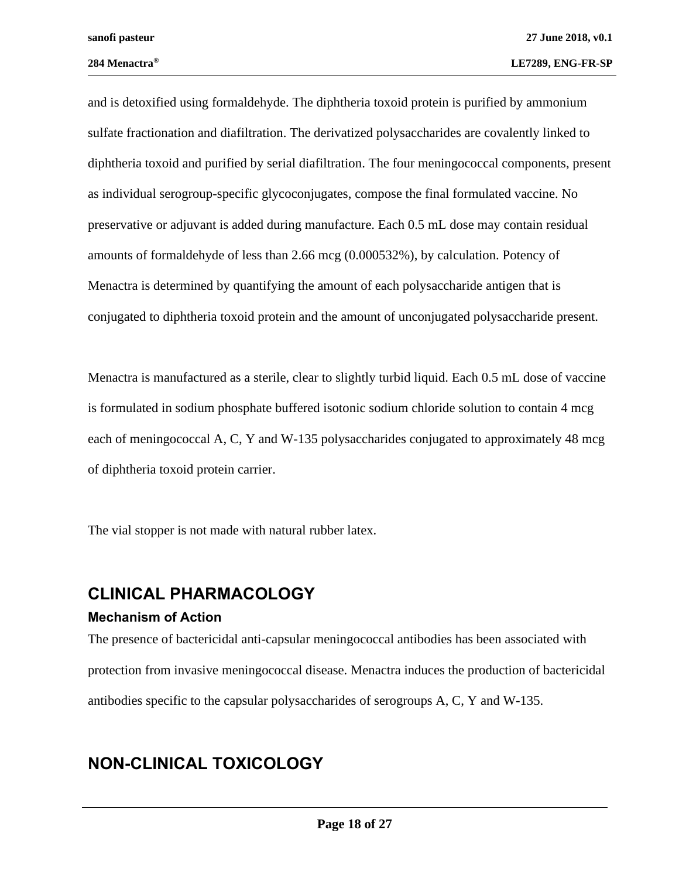and is detoxified using formaldehyde. The diphtheria toxoid protein is purified by ammonium sulfate fractionation and diafiltration. The derivatized polysaccharides are covalently linked to diphtheria toxoid and purified by serial diafiltration. The four meningococcal components, present as individual serogroup-specific glycoconjugates, compose the final formulated vaccine. No preservative or adjuvant is added during manufacture. Each 0.5 mL dose may contain residual amounts of formaldehyde of less than 2.66 mcg (0.000532%), by calculation. Potency of Menactra is determined by quantifying the amount of each polysaccharide antigen that is conjugated to diphtheria toxoid protein and the amount of unconjugated polysaccharide present.

Menactra is manufactured as a sterile, clear to slightly turbid liquid. Each 0.5 mL dose of vaccine is formulated in sodium phosphate buffered isotonic sodium chloride solution to contain 4 mcg each of meningococcal A, C, Y and W-135 polysaccharides conjugated to approximately 48 mcg of diphtheria toxoid protein carrier.

The vial stopper is not made with natural rubber latex.

# CLINICAL PHARMACOLOGY

## Mechanism of Action

The presence of bactericidal anti-capsular meningococcal antibodies has been associated with protection from invasive meningococcal disease. Menactra induces the production of bactericidal antibodies specific to the capsular polysaccharides of serogroups A, C, Y and W-135.

# NON-CLINICAL TOXICOLOGY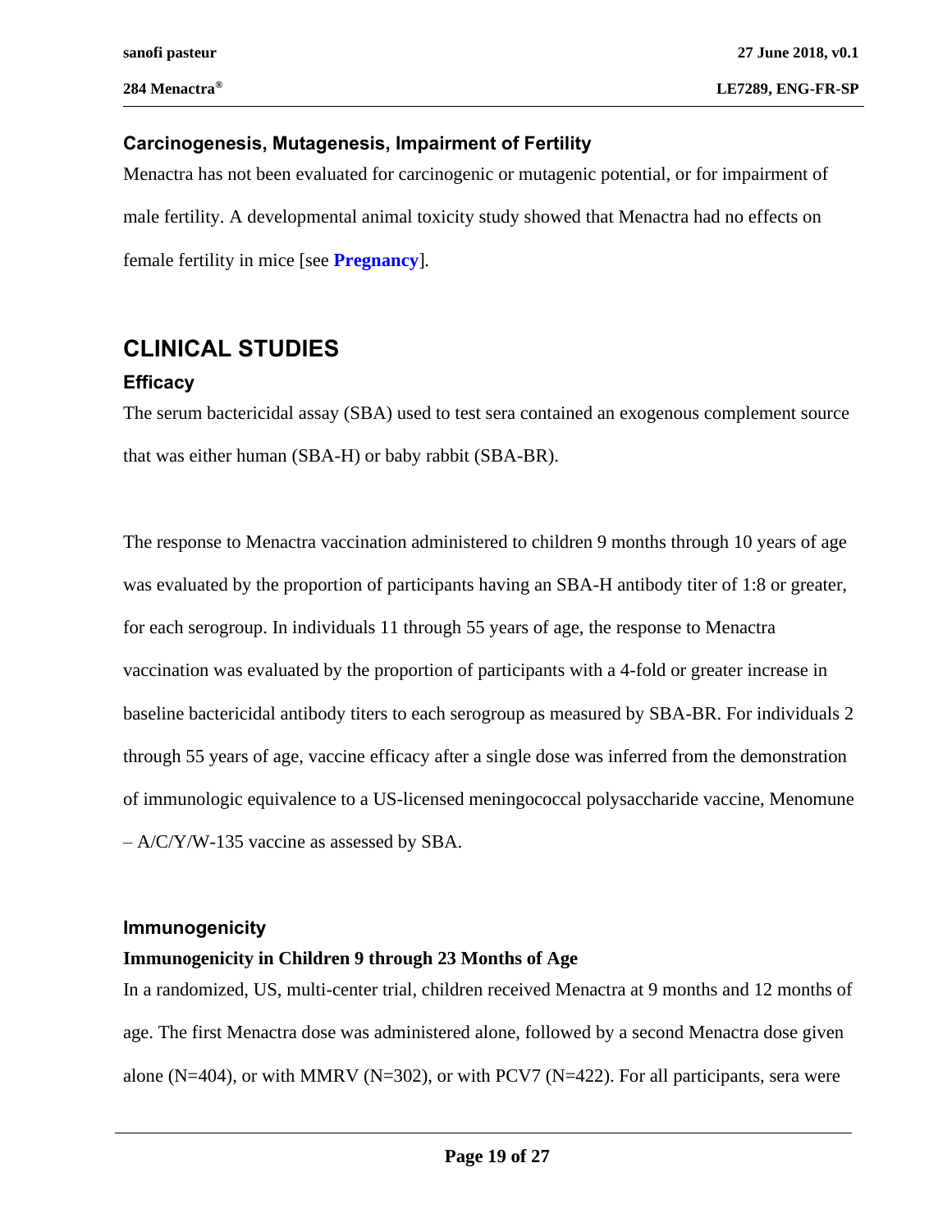### Carcinogenesis, Mutagenesis, Impairment of Fertility

Menactra has not been evaluated for carcinogenic or mutagenic potential, or for impairment of male fertility. A developmental animal toxicity study showed that Menactra had no effects on female fertility in mice [see **Pregnancy**].

## CLINICAL STUDIES

### Efficacy

The serum bactericidal assay (SBA) used to test sera contained an exogenous complement source that was either human (SBA-H) or baby rabbit (SBA-BR).

The response to Menactra vaccination administered to children 9 months through 10 years of age was evaluated by the proportion of participants having an SBA-H antibody titer of 1:8 or greater, for each serogroup. In individuals 11 through 55 years of age, the response to Menactra vaccination was evaluated by the proportion of participants with a 4-fold or greater increase in baseline bactericidal antibody titers to each serogroup as measured by SBA-BR. For individuals 2 through 55 years of age, vaccine efficacy after a single dose was inferred from the demonstration of immunologic equivalence to a US-licensed meningococcal polysaccharide vaccine, Menomune – A/C/Y/W-135 vaccine as assessed by SBA.

### Immunogenicity

**Immunogenicity in Children 9 through 23 Months of Age**

In a randomized, US, multi-center trial, children received Menactra at 9 months and 12 months of age. The first Menactra dose was administered alone, followed by a second Menactra dose given alone (N=404), or with MMRV (N=302), or with PCV7 (N=422). For all participants, sera were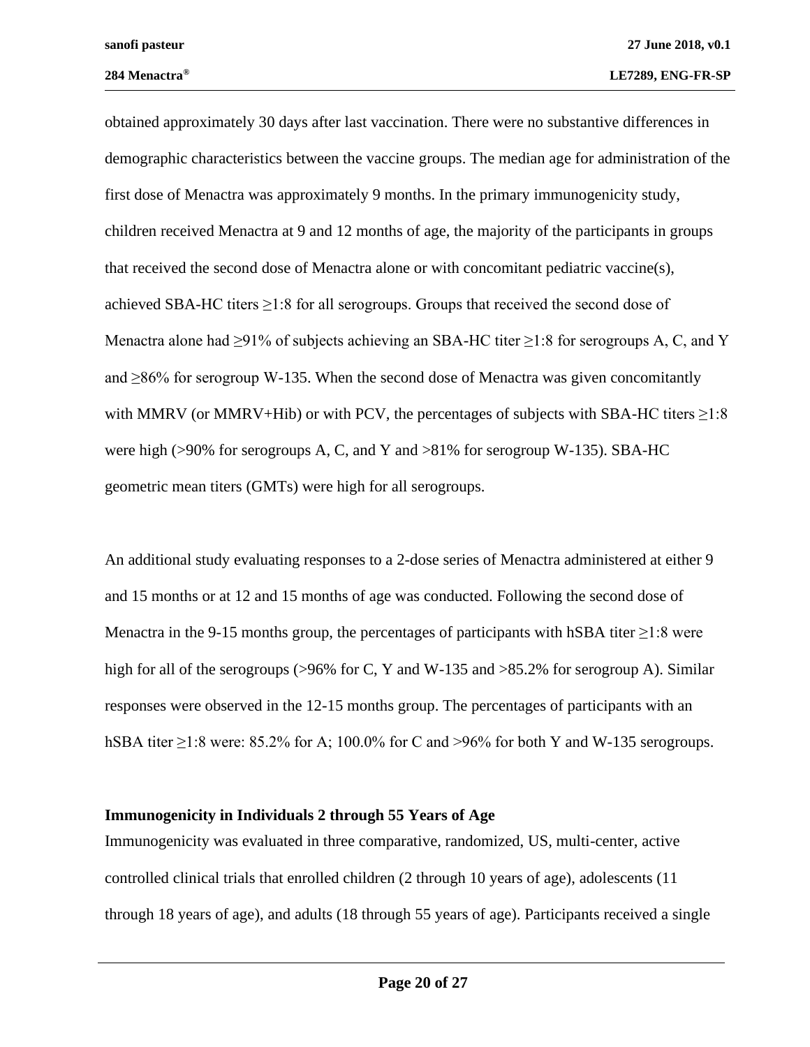obtained approximately 30 days after last vaccination. There were no substantive differences in demographic characteristics between the vaccine groups. The median age for administration of the first dose of Menactra was approximately 9 months. In the primary immunogenicity study, children received Menactra at 9 and 12 months of age, the majority of the participants in groups that received the second dose of Menactra alone or with concomitant pediatric vaccine(s), achieved SBA-HC titers ≥1:8 for all serogroups. Groups that received the second dose of Menactra alone had ≥91% of subjects achieving an SBA-HC titer ≥1:8 for serogroups A, C, and Y and ≥86% for serogroup W-135. When the second dose of Menactra was given concomitantly with MMRV (or MMRV+Hib) or with PCV, the percentages of subjects with SBA-HC titers ≥1:8 were high (>90% for serogroups A, C, and Y and >81% for serogroup W-135). SBA-HC geometric mean titers (GMTs) were high for all serogroups.

An additional study evaluating responses to a 2-dose series of Menactra administered at either 9 and 15 months or at 12 and 15 months of age was conducted. Following the second dose of Menactra in the 9-15 months group, the percentages of participants with hSBA titer ≥1:8 were high for all of the serogroups (>96% for C, Y and W-135 and >85.2% for serogroup A). Similar responses were observed in the 12-15 months group. The percentages of participants with an hSBA titer ≥1:8 were: 85.2% for A; 100.0% for C and >96% for both Y and W-135 serogroups.

**Immunogenicity in Individuals 2 through 55 Years of Age**

Immunogenicity was evaluated in three comparative, randomized, US, multi-center, active controlled clinical trials that enrolled children (2 through 10 years of age), adolescents (11 through 18 years of age), and adults (18 through 55 years of age). Participants received a single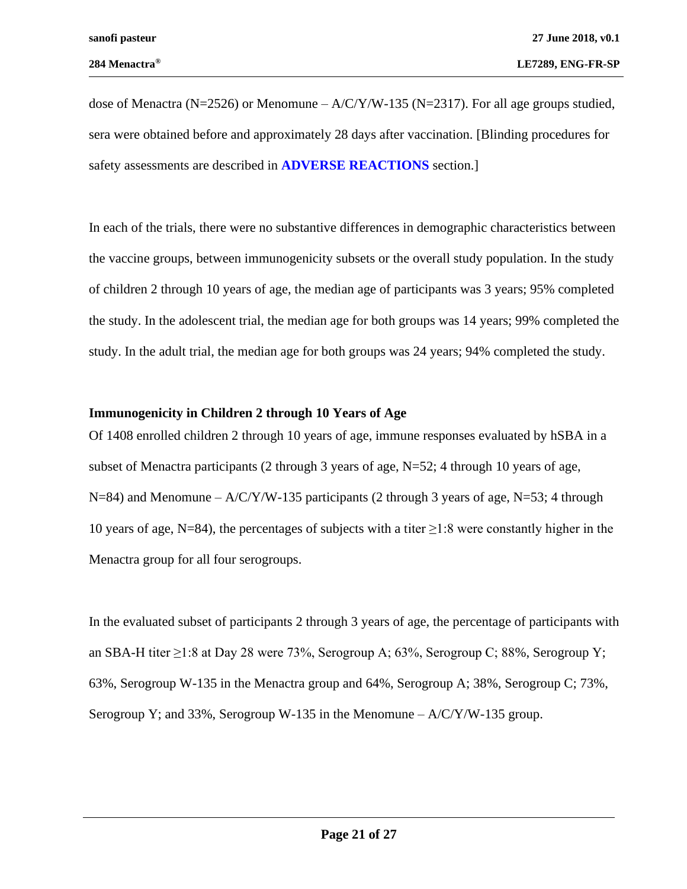dose of Menactra (N=2526) or Menomune – A/C/Y/W-135 (N=2317). For all age groups studied, sera were obtained before and approximately 28 days after vaccination. [Blinding procedures for safety assessments are described in **ADVERSE REACTIONS** section.]

In each of the trials, there were no substantive differences in demographic characteristics between the vaccine groups, between immunogenicity subsets or the overall study population. In the study of children 2 through 10 years of age, the median age of participants was 3 years; 95% completed the study. In the adolescent trial, the median age for both groups was 14 years; 99% completed the study. In the adult trial, the median age for both groups was 24 years; 94% completed the study.

**Immunogenicity in Children 2 through 10 Years of Age**

Of 1408 enrolled children 2 through 10 years of age, immune responses evaluated by hSBA in a subset of Menactra participants (2 through 3 years of age, N=52; 4 through 10 years of age, N=84) and Menomune – A/C/Y/W-135 participants (2 through 3 years of age, N=53; 4 through 10 years of age, N=84), the percentages of subjects with a titer ≥1:8 were constantly higher in the Menactra group for all four serogroups.

In the evaluated subset of participants 2 through 3 years of age, the percentage of participants with an SBA-H titer ≥1:8 at Day 28 were 73%, Serogroup A; 63%, Serogroup C; 88%, Serogroup Y; 63%, Serogroup W-135 in the Menactra group and 64%, Serogroup A; 38%, Serogroup C; 73%, Serogroup Y; and 33%, Serogroup W-135 in the Menomune – A/C/Y/W-135 group.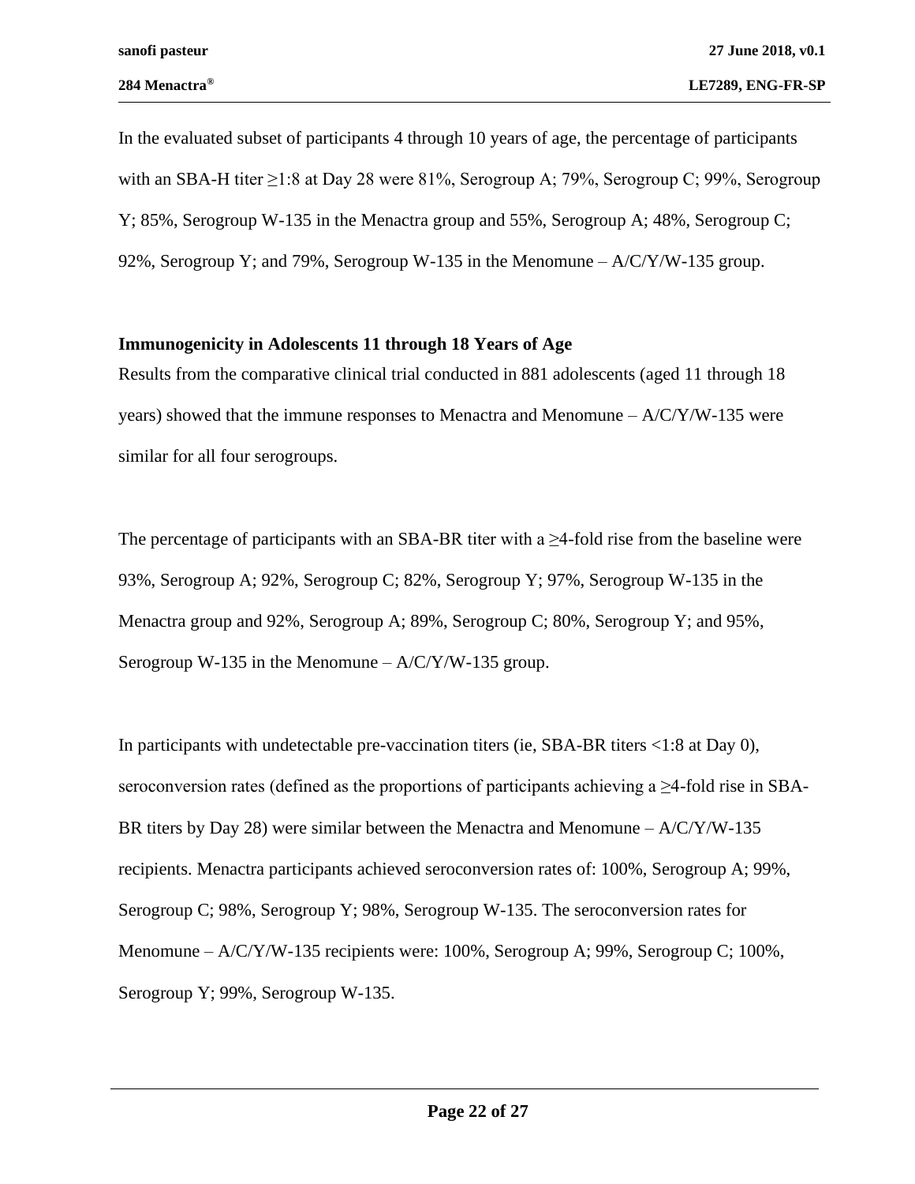In the evaluated subset of participants 4 through 10 years of age, the percentage of participants with an SBA-H titer ≥1:8 at Day 28 were 81%, Serogroup A; 79%, Serogroup C; 99%, Serogroup Y; 85%, Serogroup W-135 in the Menactra group and 55%, Serogroup A; 48%, Serogroup C; 92%, Serogroup Y; and 79%, Serogroup W-135 in the Menomune – A/C/Y/W-135 group.

**Immunogenicity in Adolescents 11 through 18 Years of Age**

Results from the comparative clinical trial conducted in 881 adolescents (aged 11 through 18 years) showed that the immune responses to Menactra and Menomune – A/C/Y/W-135 were similar for all four serogroups.

The percentage of participants with an SBA-BR titer with a ≥4-fold rise from the baseline were 93%, Serogroup A; 92%, Serogroup C; 82%, Serogroup Y; 97%, Serogroup W-135 in the Menactra group and 92%, Serogroup A; 89%, Serogroup C; 80%, Serogroup Y; and 95%, Serogroup W-135 in the Menomune – A/C/Y/W-135 group.

In participants with undetectable pre-vaccination titers (ie, SBA-BR titers <1:8 at Day 0), seroconversion rates (defined as the proportions of participants achieving a ≥4-fold rise in SBA-BR titers by Day 28) were similar between the Menactra and Menomune – A/C/Y/W-135 recipients. Menactra participants achieved seroconversion rates of: 100%, Serogroup A; 99%, Serogroup C; 98%, Serogroup Y; 98%, Serogroup W-135. The seroconversion rates for Menomune – A/C/Y/W-135 recipients were: 100%, Serogroup A; 99%, Serogroup C; 100%, Serogroup Y; 99%, Serogroup W-135.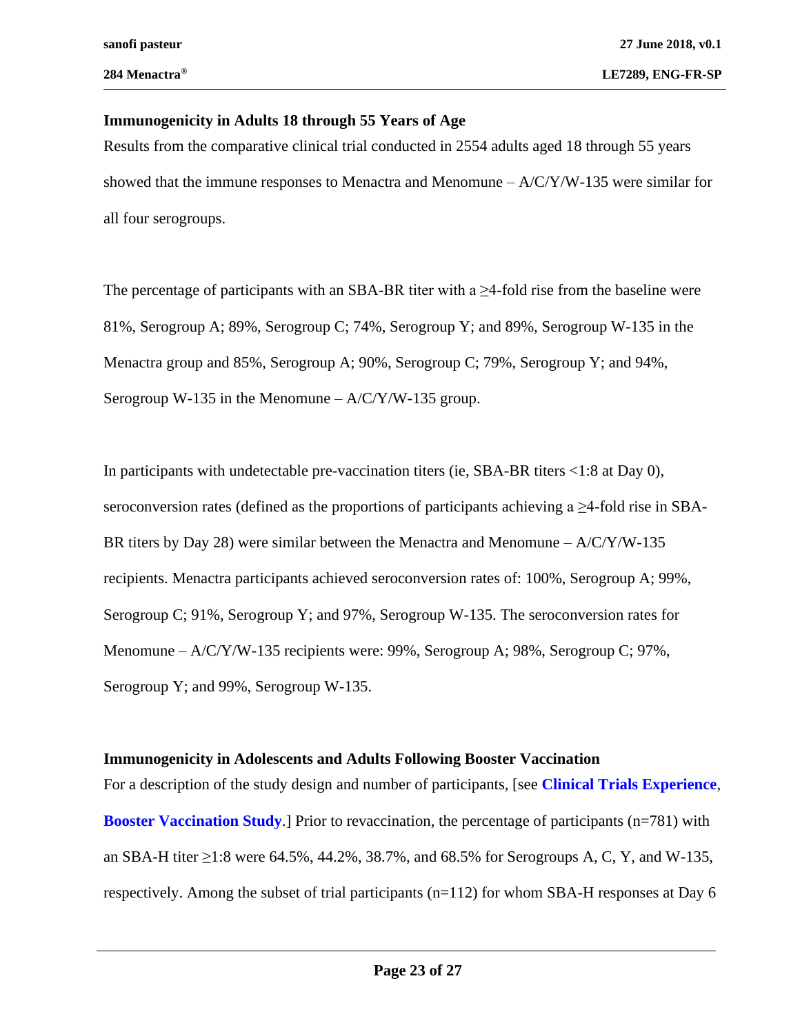### Immunogenicity in Adults 18 through 55 Years of Age

Results from the comparative clinical trial conducted in 2554 adults aged 18 through 55 years showed that the immune responses to Menactra and Menomune – A/C/Y/W-135 were similar for all four serogroups.

The percentage of participants with an SBA-BR titer with a ≥4-fold rise from the baseline were 81%, Serogroup A; 89%, Serogroup C; 74%, Serogroup Y; and 89%, Serogroup W-135 in the Menactra group and 85%, Serogroup A; 90%, Serogroup C; 79%, Serogroup Y; and 94%, Serogroup W-135 in the Menomune – A/C/Y/W-135 group.

In participants with undetectable pre-vaccination titers (ie, SBA-BR titers <1:8 at Day 0), seroconversion rates (defined as the proportions of participants achieving a ≥4-fold rise in SBA-BR titers by Day 28) were similar between the Menactra and Menomune – A/C/Y/W-135 recipients. Menactra participants achieved seroconversion rates of: 100%, Serogroup A; 99%, Serogroup C; 91%, Serogroup Y; and 97%, Serogroup W-135. The seroconversion rates for Menomune – A/C/Y/W-135 recipients were: 99%, Serogroup A; 98%, Serogroup C; 97%, Serogroup Y; and 99%, Serogroup W-135.

### Immunogenicity in Adolescents and Adults Following Booster Vaccination

For a description of the study design and number of participants, [see **Clinical Trials Experience**, **Booster Vaccination Study**.] Prior to revaccination, the percentage of participants (n=781) with an SBA-H titer ≥1:8 were 64.5%, 44.2%, 38.7%, and 68.5% for Serogroups A, C, Y, and W-135, respectively. Among the subset of trial participants (n=112) for whom SBA-H responses at Day 6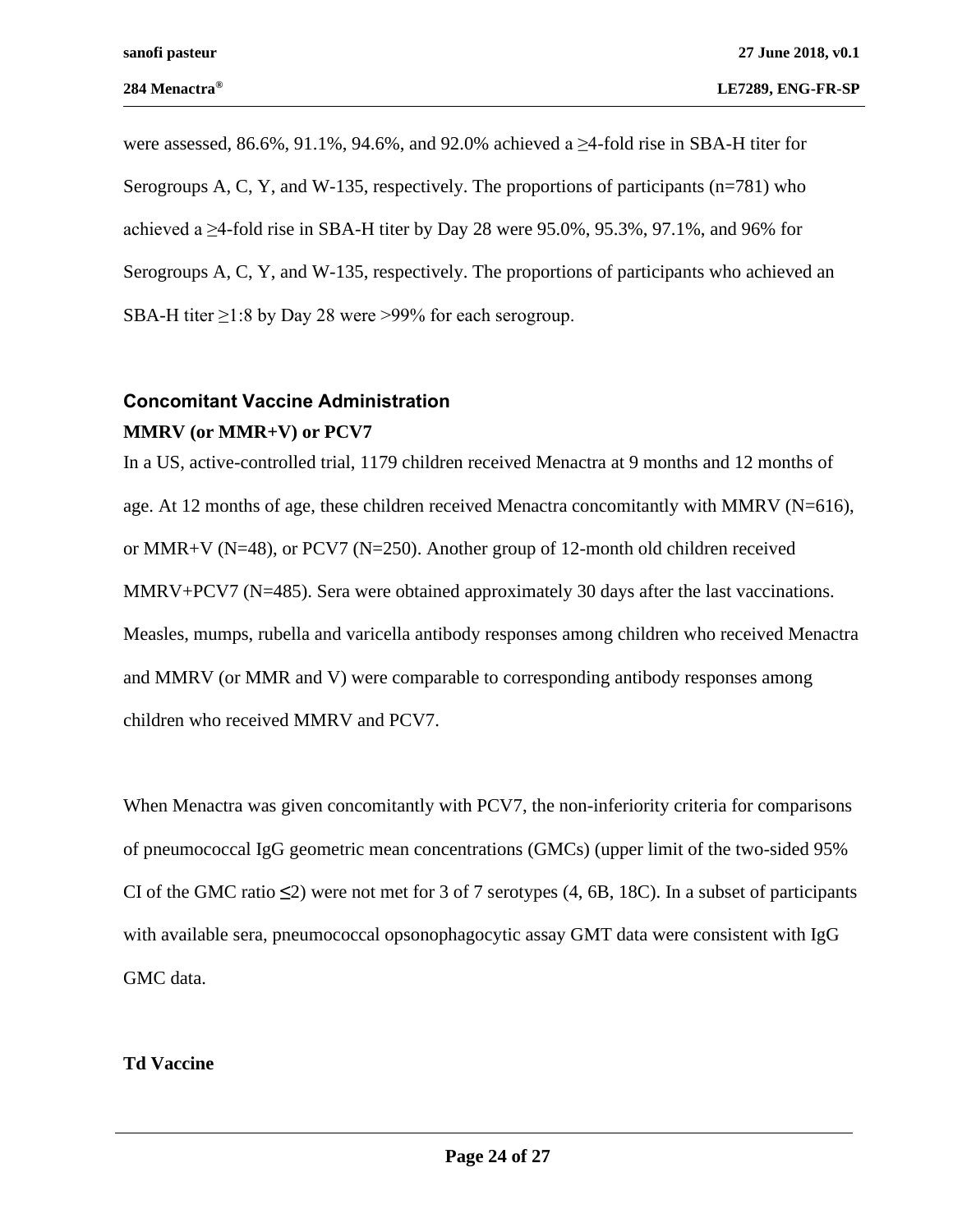were assessed, 86.6%, 91.1%, 94.6%, and 92.0% achieved a ≥4-fold rise in SBA-H titer for Serogroups A, C, Y, and W-135, respectively. The proportions of participants (n=781) who achieved a ≥4-fold rise in SBA-H titer by Day 28 were 95.0%, 95.3%, 97.1%, and 96% for Serogroups A, C, Y, and W-135, respectively. The proportions of participants who achieved an SBA-H titer ≥1:8 by Day 28 were >99% for each serogroup.

## Concomitant Vaccine Administration

### MMRV (or MMR+V) or PCV7

In a US, active-controlled trial, 1179 children received Menactra at 9 months and 12 months of age. At 12 months of age, these children received Menactra concomitantly with MMRV (N=616), or MMR+V (N=48), or PCV7 (N=250). Another group of 12-month old children received MMRV+PCV7 (N=485). Sera were obtained approximately 30 days after the last vaccinations. Measles, mumps, rubella and varicella antibody responses among children who received Menactra and MMRV (or MMR and V) were comparable to corresponding antibody responses among children who received MMRV and PCV7.

When Menactra was given concomitantly with PCV7, the non-inferiority criteria for comparisons of pneumococcal IgG geometric mean concentrations (GMCs) (upper limit of the two-sided 95% CI of the GMC ratio ≤2) were not met for 3 of 7 serotypes (4, 6B, 18C). In a subset of participants with available sera, pneumococcal opsonophagocytic assay GMT data were consistent with IgG GMC data.

### Td Vaccine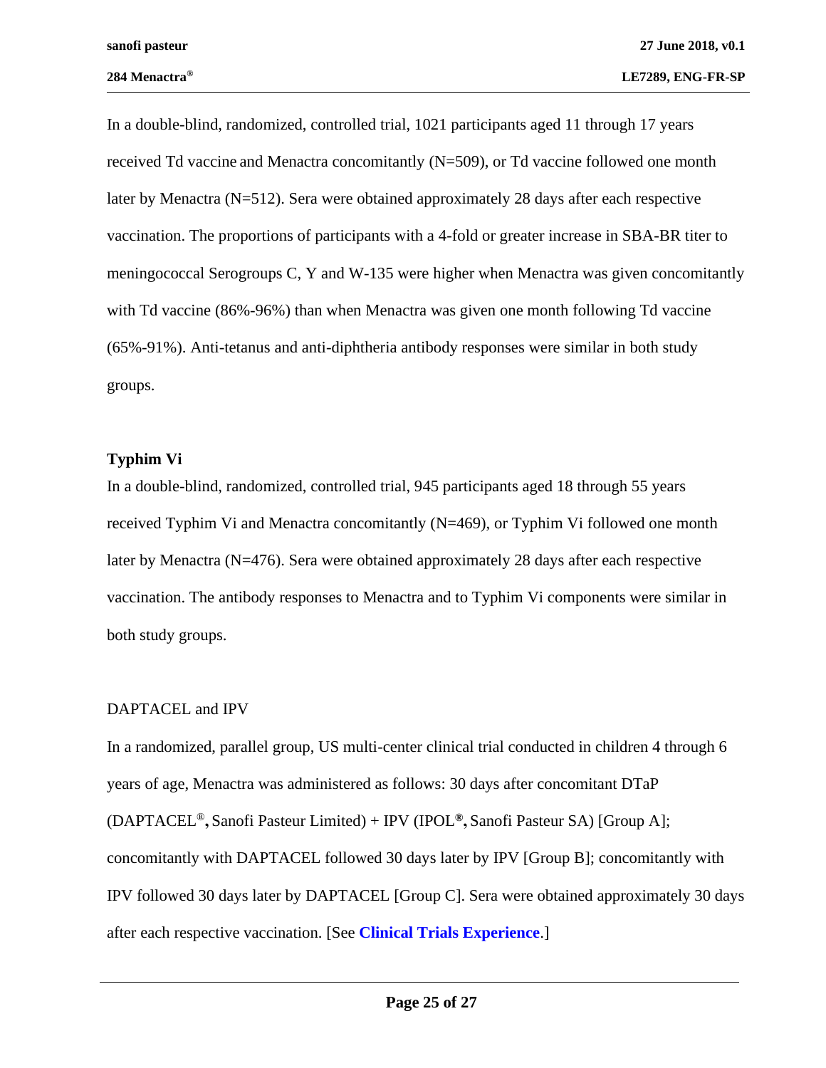In a double-blind, randomized, controlled trial, 1021 participants aged 11 through 17 years received Td vaccine and Menactra concomitantly (N=509), or Td vaccine followed one month later by Menactra (N=512). Sera were obtained approximately 28 days after each respective vaccination. The proportions of participants with a 4-fold or greater increase in SBA-BR titer to meningococcal Serogroups C, Y and W-135 were higher when Menactra was given concomitantly with Td vaccine (86%-96%) than when Menactra was given one month following Td vaccine (65%-91%). Anti-tetanus and anti-diphtheria antibody responses were similar in both study groups.

**Typhim Vi**

In a double-blind, randomized, controlled trial, 945 participants aged 18 through 55 years received Typhim Vi and Menactra concomitantly (N=469), or Typhim Vi followed one month later by Menactra (N=476). Sera were obtained approximately 28 days after each respective vaccination. The antibody responses to Menactra and to Typhim Vi components were similar in both study groups.

DAPTACEL and IPV

In a randomized, parallel group, US multi-center clinical trial conducted in children 4 through 6 years of age, Menactra was administered as follows: 30 days after concomitant DTaP (DAPTACEL®, Sanofi Pasteur Limited) + IPV (IPOL®, Sanofi Pasteur SA) [Group A]; concomitantly with DAPTACEL followed 30 days later by IPV [Group B]; concomitantly with IPV followed 30 days later by DAPTACEL [Group C]. Sera were obtained approximately 30 days after each respective vaccination. [See **Clinical Trials Experience**.]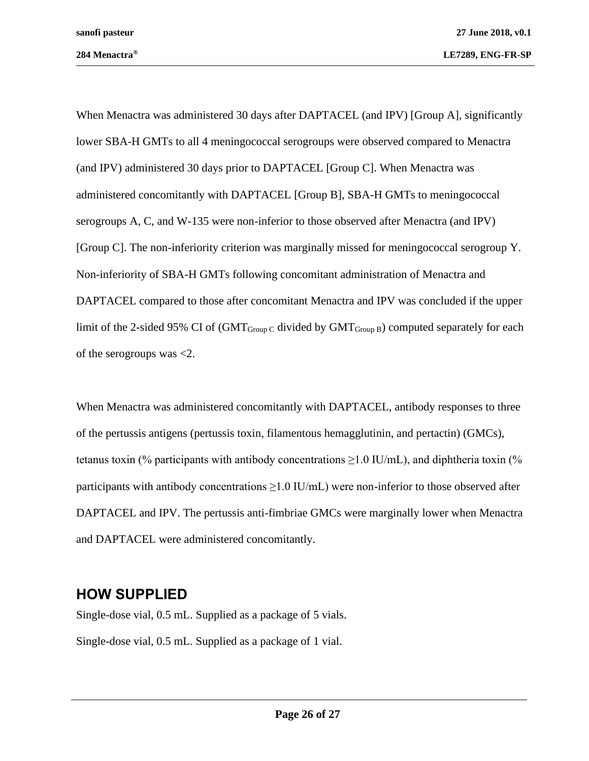When Menactra was administered 30 days after DAPTACEL (and IPV) [Group A], significantly lower SBA-H GMTs to all 4 meningococcal serogroups were observed compared to Menactra (and IPV) administered 30 days prior to DAPTACEL [Group C]. When Menactra was administered concomitantly with DAPTACEL [Group B], SBA-H GMTs to meningococcal serogroups A, C, and W-135 were non-inferior to those observed after Menactra (and IPV) [Group C]. The non-inferiority criterion was marginally missed for meningococcal serogroup Y. Non-inferiority of SBA-H GMTs following concomitant administration of Menactra and DAPTACEL compared to those after concomitant Menactra and IPV was concluded if the upper limit of the 2-sided 95% CI of ($GMT_{Group\ C}$ divided by $GMT_{Group\ B}$) computed separately for each of the serogroups was <2.

When Menactra was administered concomitantly with DAPTACEL, antibody responses to three of the pertussis antigens (pertussis toxin, filamentous hemagglutinin, and pertactin) (GMCs), tetanus toxin (% participants with antibody concentrations ≥1.0 IU/mL), and diphtheria toxin (% participants with antibody concentrations ≥1.0 IU/mL) were non-inferior to those observed after DAPTACEL and IPV. The pertussis anti-fimbriae GMCs were marginally lower when Menactra and DAPTACEL were administered concomitantly.

## HOW SUPPLIED

Single-dose vial, 0.5 mL. Supplied as a package of 5 vials.

Single-dose vial, 0.5 mL. Supplied as a package of 1 vial.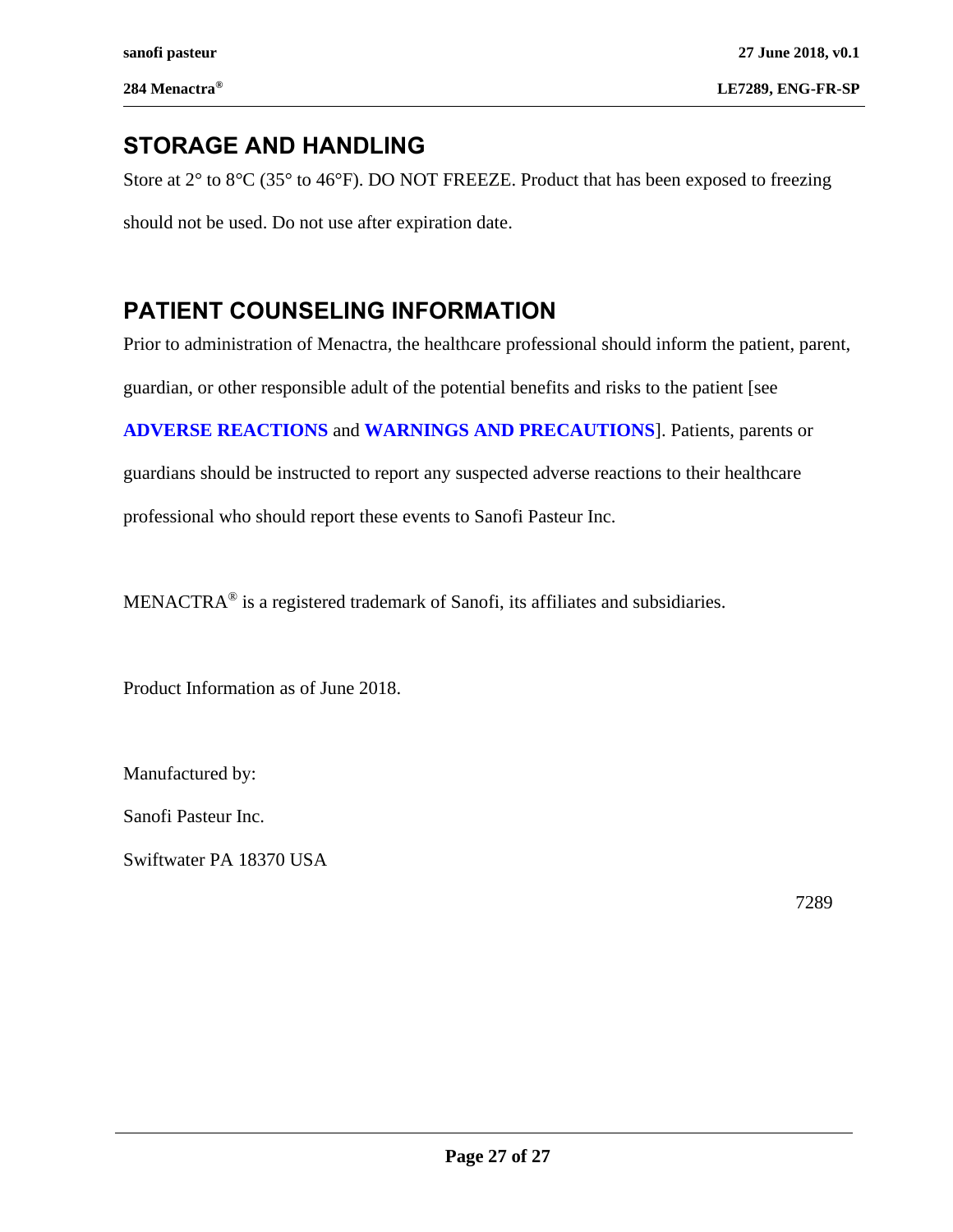## STORAGE AND HANDLING

Store at 2° to 8°C (35° to 46°F). DO NOT FREEZE. Product that has been exposed to freezing should not be used. Do not use after expiration date.

## PATIENT COUNSELING INFORMATION

Prior to administration of Menactra, the healthcare professional should inform the patient, parent, guardian, or other responsible adult of the potential benefits and risks to the patient [see **ADVERSE REACTIONS** and **WARNINGS AND PRECAUTIONS**]. Patients, parents or guardians should be instructed to report any suspected adverse reactions to their healthcare professional who should report these events to Sanofi Pasteur Inc.

MENACTRA® is a registered trademark of Sanofi, its affiliates and subsidiaries.

Product Information as of June 2018.

Manufactured by:

Sanofi Pasteur Inc.

Swiftwater PA 18370 USA

7289